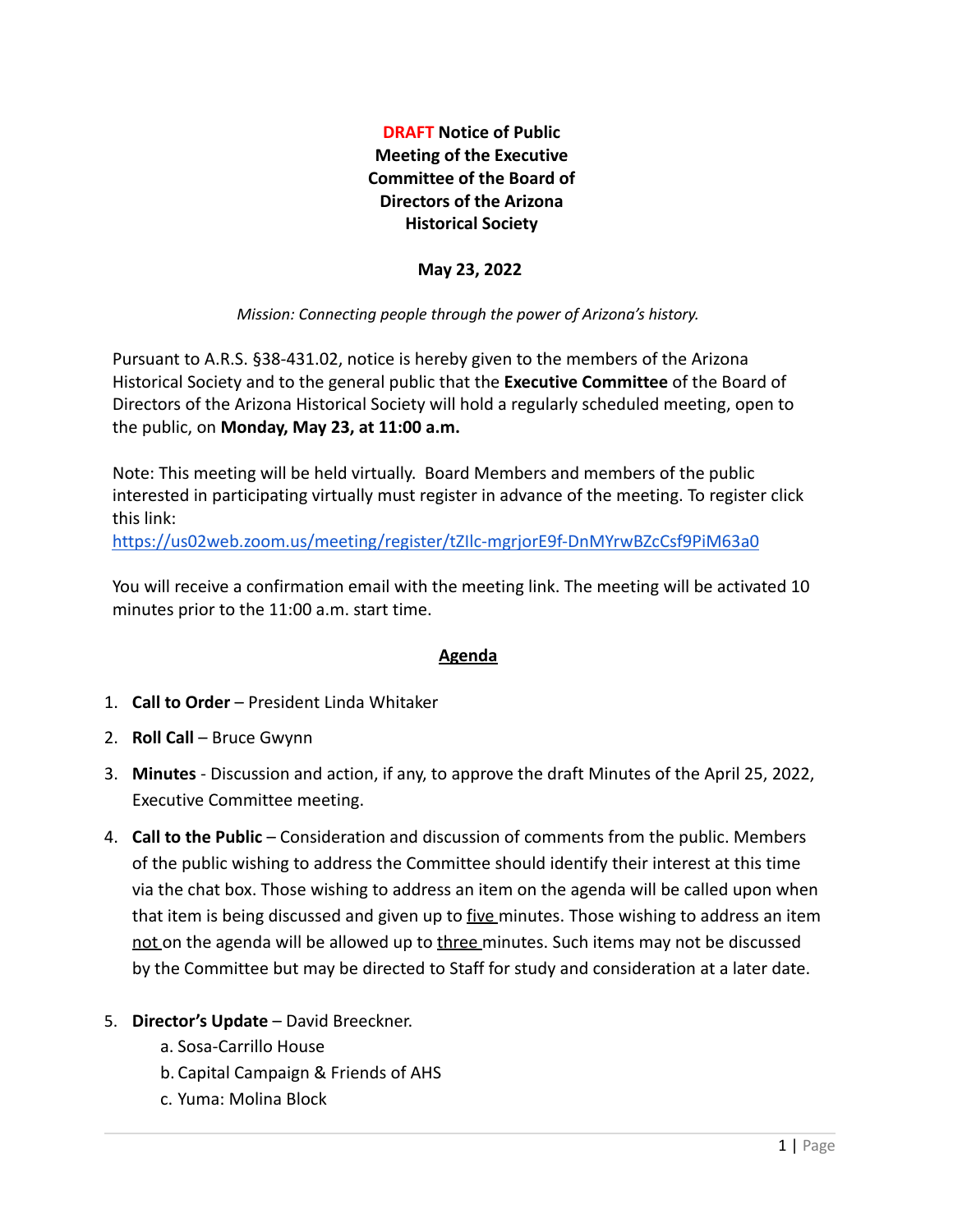# **DRAFT Notice of Public Meeting of the Executive Committee of the Board of Directors of the Arizona Historical Society**

**May 23, 2022**

*Mission: Connecting people through the power of Arizona's history.*

Pursuant to A.R.S. §38-431.02, notice is hereby given to the members of the Arizona Historical Society and to the general public that the **Executive Committee** of the Board of Directors of the Arizona Historical Society will hold a regularly scheduled meeting, open to the public, on **Monday, May 23, at 11:00 a.m.**

Note: This meeting will be held virtually. Board Members and members of the public interested in participating virtually must register in advance of the meeting. To register click this link:
https://us02web.zoom.us/meeting/register/tZIlc-mgrjorE9f-DnMYrwBZcCsf9PiM63a0

You will receive a confirmation email with the meeting link. The meeting will be activated 10 minutes prior to the 11:00 a.m. start time.

## Agenda

1. **Call to Order** – President Linda Whitaker
2. **Roll Call** – Bruce Gwynn
3. **Minutes** - Discussion and action, if any, to approve the draft Minutes of the April 25, 2022, Executive Committee meeting.
4. **Call to the Public** – Consideration and discussion of comments from the public. Members of the public wishing to address the Committee should identify their interest at this time via the chat box. Those wishing to address an item on the agenda will be called upon when that item is being discussed and given up to five minutes. Those wishing to address an item not on the agenda will be allowed up to three minutes. Such items may not be discussed by the Committee but may be directed to Staff for study and consideration at a later date.
5. **Director's Update** – David Breeckner.
   a. Sosa-Carrillo House
   b. Capital Campaign & Friends of AHS
   c. Yuma: Molina Block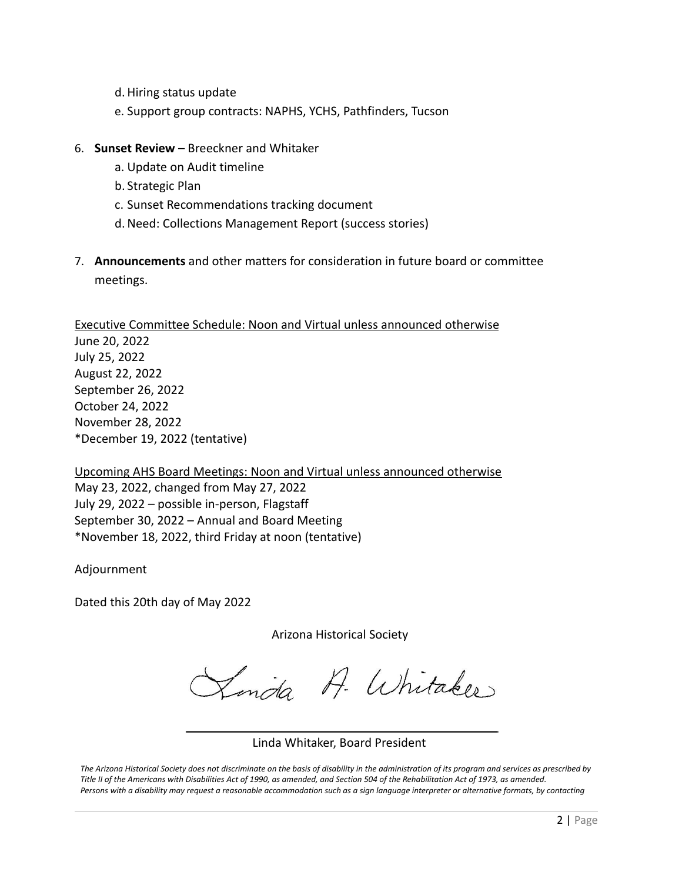d. Hiring status update
   e. Support group contracts: NAPHS, YCHS, Pathfinders, Tucson

6. **Sunset Review** – Breeckner and Whitaker
   a. Update on Audit timeline
   b. Strategic Plan
   c. Sunset Recommendations tracking document
   d. Need: Collections Management Report (success stories)

7. **Announcements** and other matters for consideration in future board or committee meetings.

<u>Executive Committee Schedule: Noon and Virtual unless announced otherwise</u>
June 20, 2022
July 25, 2022
August 22, 2022
September 26, 2022
October 24, 2022
November 28, 2022
*December 19, 2022 (tentative)

<u>Upcoming AHS Board Meetings: Noon and Virtual unless announced otherwise</u>
May 23, 2022, changed from May 27, 2022
July 29, 2022 – possible in-person, Flagstaff
September 30, 2022 – Annual and Board Meeting
*November 18, 2022, third Friday at noon (tentative)

Adjournment

Dated this 20th day of May 2022

Arizona Historical Society

Linda A. Whitaker

Linda Whitaker, Board President

*The Arizona Historical Society does not discriminate on the basis of disability in the administration of its program and services as prescribed by Title II of the Americans with Disabilities Act of 1990, as amended, and Section 504 of the Rehabilitation Act of 1973, as amended. Persons with a disability may request a reasonable accommodation such as a sign language interpreter or alternative formats, by contacting*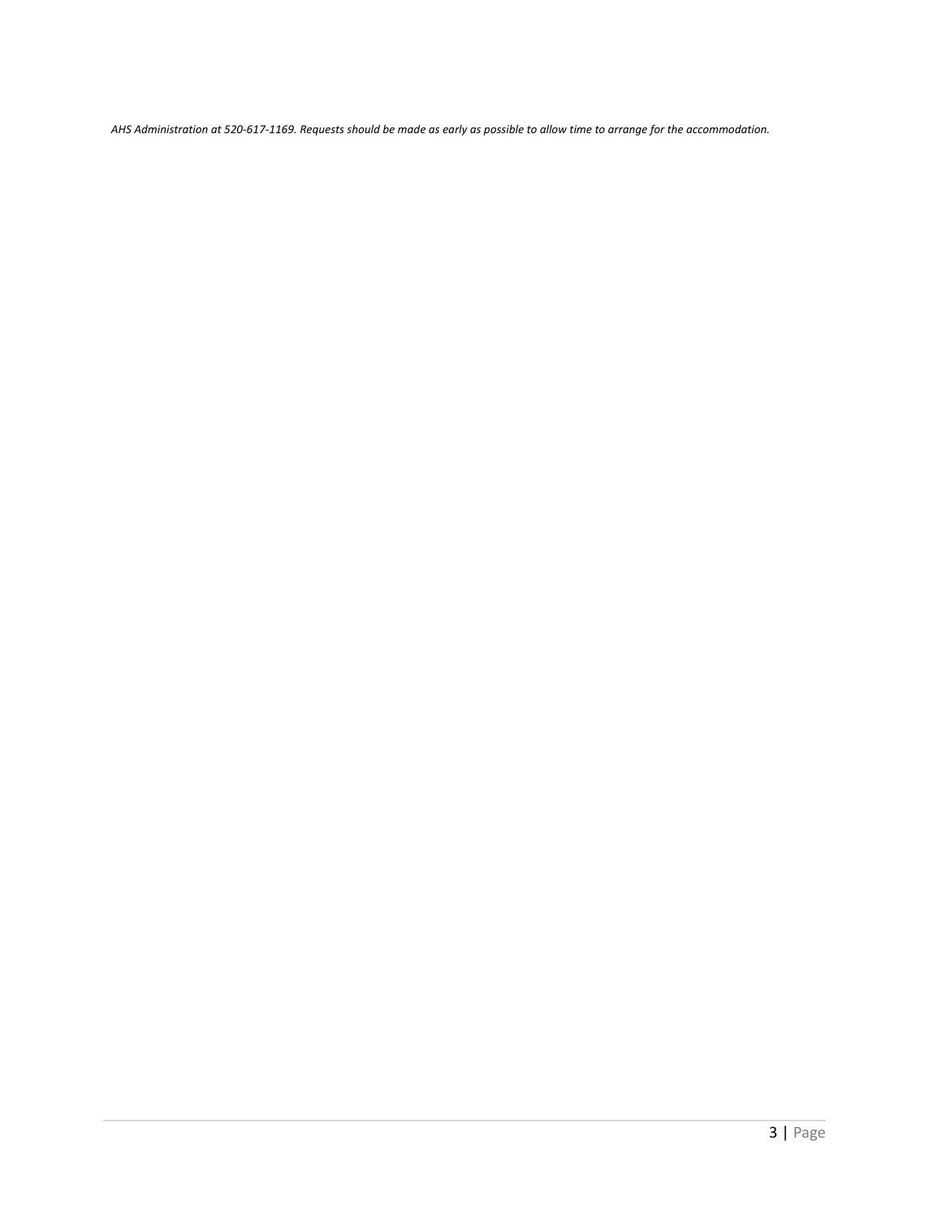*AHS Administration at 520-617-1169. Requests should be made as early as possible to allow time to arrange for the accommodation.*